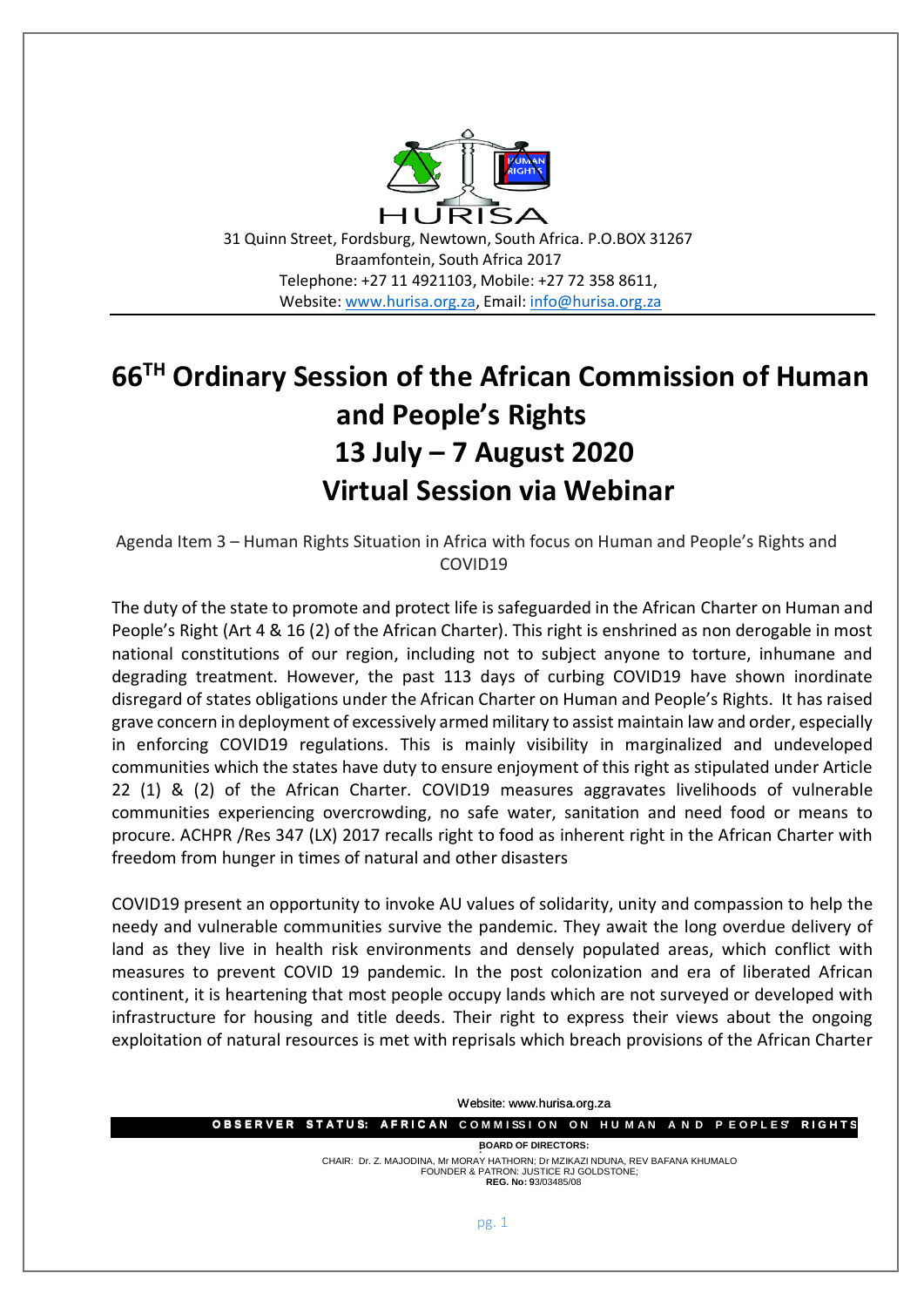HURISA

31 Quinn Street, Fordsburg, Newtown, South Africa. P.O.BOX 31267
Braamfontein, South Africa 2017
Telephone: +27 11 4921103, Mobile: +27 72 358 8611,
Website: www.hurisa.org.za, Email: info@hurisa.org.za

# 66TH Ordinary Session of the African Commission of Human and People's Rights 13 July – 7 August 2020 Virtual Session via Webinar

Agenda Item 3 – Human Rights Situation in Africa with focus on Human and People's Rights and COVID19

The duty of the state to promote and protect life is safeguarded in the African Charter on Human and People's Right (Art 4 & 16 (2) of the African Charter). This right is enshrined as non derogable in most national constitutions of our region, including not to subject anyone to torture, inhumane and degrading treatment. However, the past 113 days of curbing COVID19 have shown inordinate disregard of states obligations under the African Charter on Human and People's Rights. It has raised grave concern in deployment of excessively armed military to assist maintain law and order, especially in enforcing COVID19 regulations. This is mainly visibility in marginalized and undeveloped communities which the states have duty to ensure enjoyment of this right as stipulated under Article 22 (1) & (2) of the African Charter. COVID19 measures aggravates livelihoods of vulnerable communities experiencing overcrowding, no safe water, sanitation and need food or means to procure. ACHPR /Res 347 (LX) 2017 recalls right to food as inherent right in the African Charter with freedom from hunger in times of natural and other disasters

COVID19 present an opportunity to invoke AU values of solidarity, unity and compassion to help the needy and vulnerable communities survive the pandemic. They await the long overdue delivery of land as they live in health risk environments and densely populated areas, which conflict with measures to prevent COVID 19 pandemic. In the post colonization and era of liberated African continent, it is heartening that most people occupy lands which are not surveyed or developed with infrastructure for housing and title deeds. Their right to express their views about the ongoing exploitation of natural resources is met with reprisals which breach provisions of the African Charter

Website: www.hurisa.org.za

**OBSERVER STATUS: AFRICAN COMMISSION ON HUMAN AND PEOPLES' RIGHTS**

**BOARD OF DIRECTORS:**

CHAIR: Dr. Z. MAJODINA, Mr MORAY HATHORN; Dr MZIKAZI NDUNA, REV BAFANA KHUMALO
FOUNDER & PATRON: JUSTICE RJ GOLDSTONE;
**REG. No: 93/03485/08**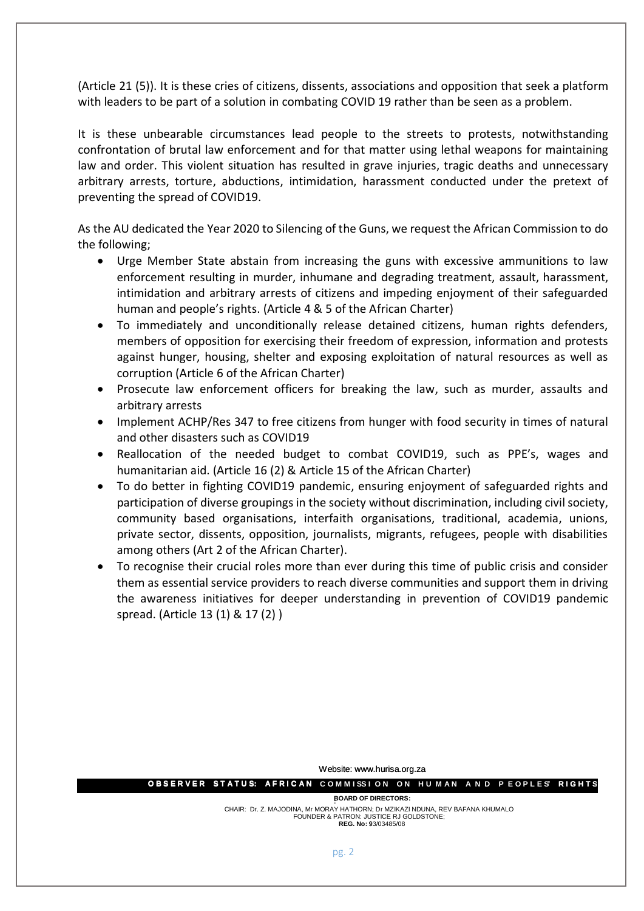(Article 21 (5)). It is these cries of citizens, dissents, associations and opposition that seek a platform with leaders to be part of a solution in combating COVID 19 rather than be seen as a problem.

It is these unbearable circumstances lead people to the streets to protests, notwithstanding confrontation of brutal law enforcement and for that matter using lethal weapons for maintaining law and order. This violent situation has resulted in grave injuries, tragic deaths and unnecessary arbitrary arrests, torture, abductions, intimidation, harassment conducted under the pretext of preventing the spread of COVID19.

As the AU dedicated the Year 2020 to Silencing of the Guns, we request the African Commission to do the following;

- Urge Member State abstain from increasing the guns with excessive ammunitions to law enforcement resulting in murder, inhumane and degrading treatment, assault, harassment, intimidation and arbitrary arrests of citizens and impeding enjoyment of their safeguarded human and people's rights. (Article 4 & 5 of the African Charter)
- To immediately and unconditionally release detained citizens, human rights defenders, members of opposition for exercising their freedom of expression, information and protests against hunger, housing, shelter and exposing exploitation of natural resources as well as corruption (Article 6 of the African Charter)
- Prosecute law enforcement officers for breaking the law, such as murder, assaults and arbitrary arrests
- Implement ACHP/Res 347 to free citizens from hunger with food security in times of natural and other disasters such as COVID19
- Reallocation of the needed budget to combat COVID19, such as PPE's, wages and humanitarian aid. (Article 16 (2) & Article 15 of the African Charter)
- To do better in fighting COVID19 pandemic, ensuring enjoyment of safeguarded rights and participation of diverse groupings in the society without discrimination, including civil society, community based organisations, interfaith organisations, traditional, academia, unions, private sector, dissents, opposition, journalists, migrants, refugees, people with disabilities among others (Art 2 of the African Charter).
- To recognise their crucial roles more than ever during this time of public crisis and consider them as essential service providers to reach diverse communities and support them in driving the awareness initiatives for deeper understanding in prevention of COVID19 pandemic spread. (Article 13 (1) & 17 (2) )

Website: www.hurisa.org.za

**OBSERVER STATUS: AFRICAN COMMISSION ON HUMAN AND PEOPLES' RIGHTS**

**BOARD OF DIRECTORS:**

CHAIR: Dr. Z. MAJODINA, Mr MORAY HATHORN; Dr MZIKAZI NDUNA, REV BAFANA KHUMALO
FOUNDER & PATRON: JUSTICE RJ GOLDSTONE;
**REG. No: 9**3/03485/08